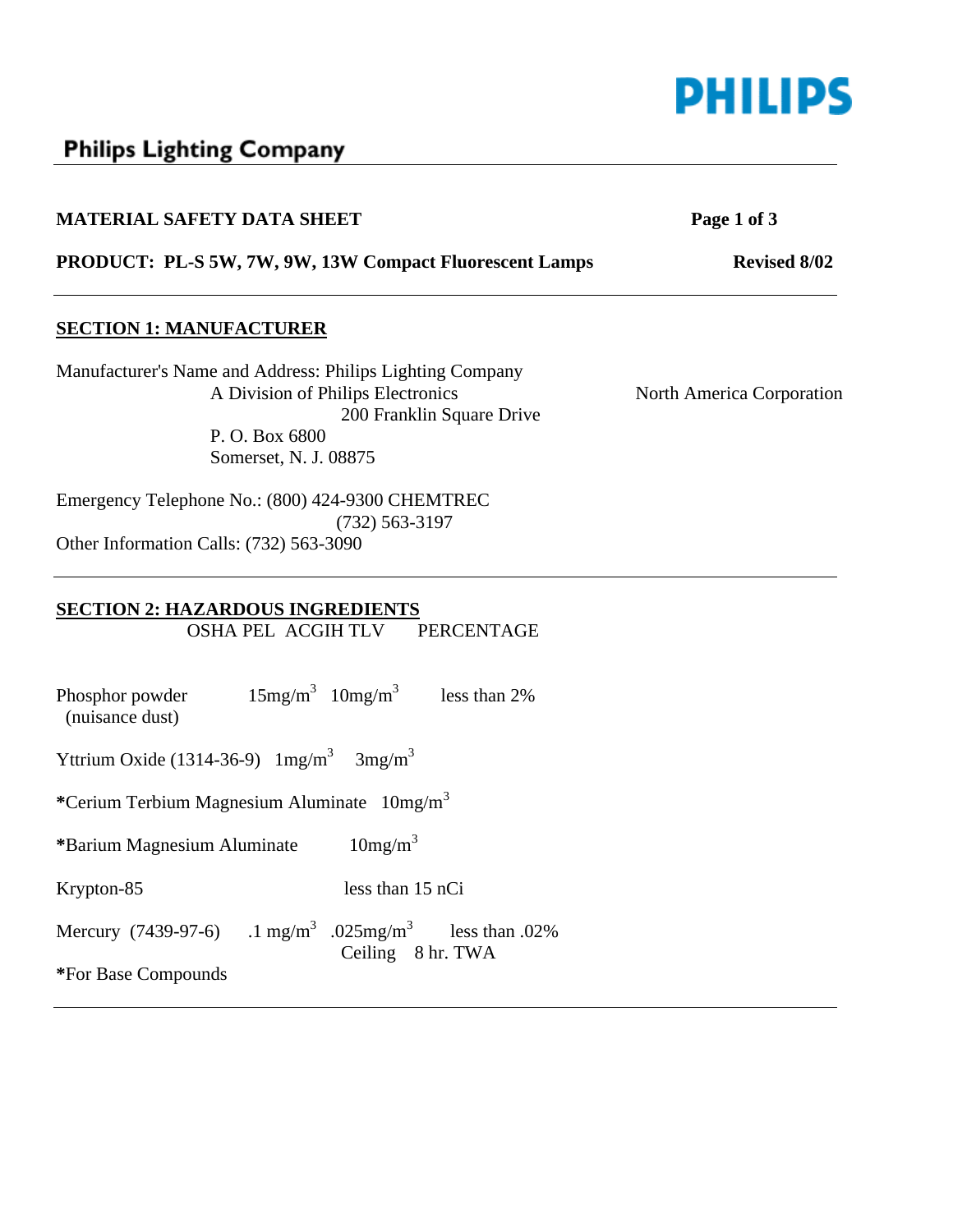**PHILIPS**

## Philips Lighting Company

**MATERIAL SAFETY DATA SHEET**

**PRODUCT: PL-S 5W, 7W, 9W, 13W Compact Fluorescent Lamps** **Revised 8/02**

### SECTION 1: MANUFACTURER

Manufacturer's Name and Address: Philips Lighting Company
A Division of Philips Electronics North America Corporation
200 Franklin Square Drive
P. O. Box 6800
Somerset, N. J. 08875

Emergency Telephone No.: (800) 424-9300 CHEMTREC
(732) 563-3197
Other Information Calls: (732) 563-3090

### SECTION 2: HAZARDOUS INGREDIENTS

| | OSHA PEL | ACGIH TLV | PERCENTAGE |
|---|---|---|---|
| Phosphor powder (nuisance dust) | 15mg/$m^3$ | 10mg/$m^3$ | less than 2% |
| Yttrium Oxide (1314-36-9) | 1mg/$m^3$ | 3mg/$m^3$ | |
| *Cerium Terbium Magnesium Aluminate | 10mg/$m^3$ | | |
| *Barium Magnesium Aluminate | | 10mg/$m^3$ | |
| Krypton-85 | | less than 15 nCi | |
| Mercury (7439-97-6) | .1 mg/$m^3$ Ceiling | .025mg/$m^3$ 8 hr. TWA | less than .02% |

*For Base Compounds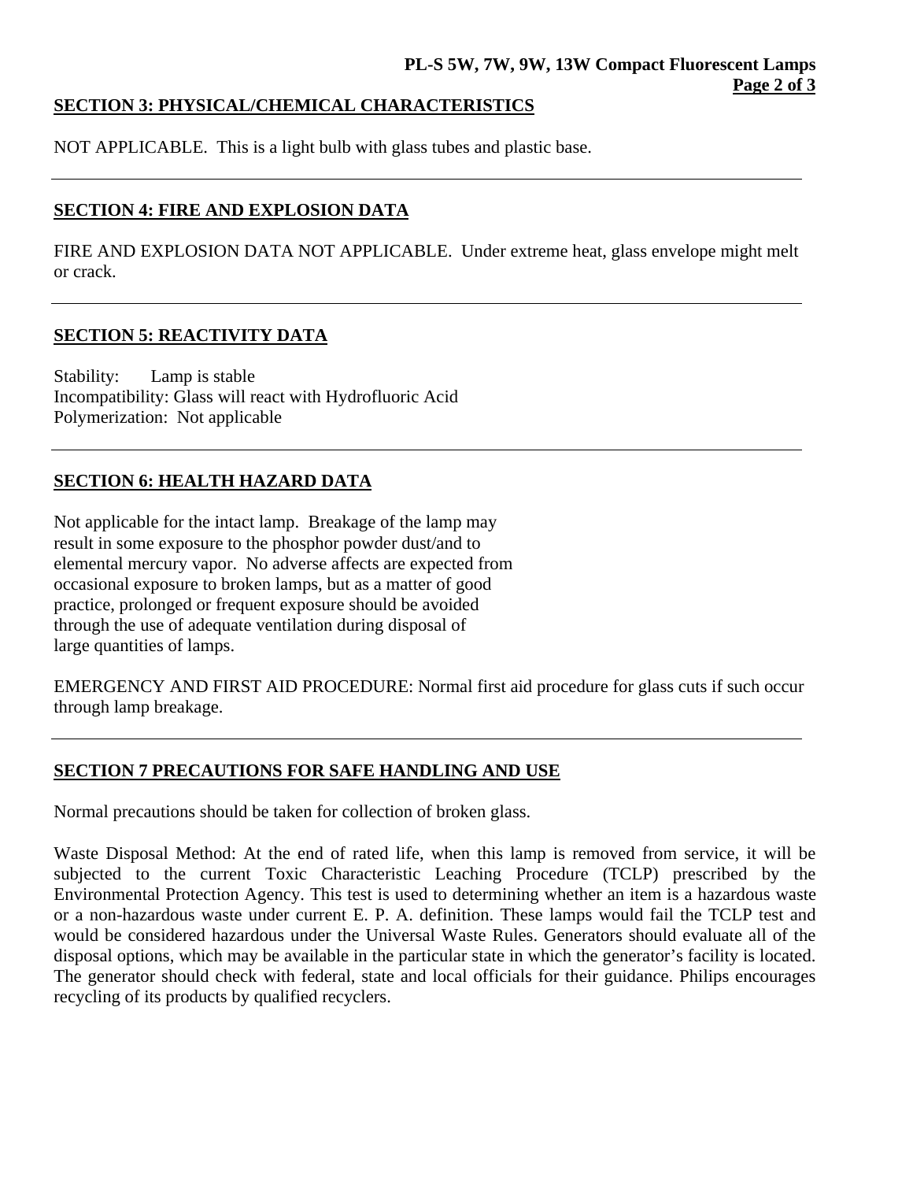## SECTION 3: PHYSICAL/CHEMICAL CHARACTERISTICS

NOT APPLICABLE. This is a light bulb with glass tubes and plastic base.

---

## SECTION 4: FIRE AND EXPLOSION DATA

FIRE AND EXPLOSION DATA NOT APPLICABLE. Under extreme heat, glass envelope might melt or crack.

---

## SECTION 5: REACTIVITY DATA

Stability: Lamp is stable
Incompatibility: Glass will react with Hydrofluoric Acid
Polymerization: Not applicable

---

## SECTION 6: HEALTH HAZARD DATA

Not applicable for the intact lamp. Breakage of the lamp may result in some exposure to the phosphor powder dust/and to elemental mercury vapor. No adverse affects are expected from occasional exposure to broken lamps, but as a matter of good practice, prolonged or frequent exposure should be avoided through the use of adequate ventilation during disposal of large quantities of lamps.

EMERGENCY AND FIRST AID PROCEDURE: Normal first aid procedure for glass cuts if such occur through lamp breakage.

---

## SECTION 7 PRECAUTIONS FOR SAFE HANDLING AND USE

Normal precautions should be taken for collection of broken glass.

Waste Disposal Method: At the end of rated life, when this lamp is removed from service, it will be subjected to the current Toxic Characteristic Leaching Procedure (TCLP) prescribed by the Environmental Protection Agency. This test is used to determining whether an item is a hazardous waste or a non-hazardous waste under current E. P. A. definition. These lamps would fail the TCLP test and would be considered hazardous under the Universal Waste Rules. Generators should evaluate all of the disposal options, which may be available in the particular state in which the generator's facility is located. The generator should check with federal, state and local officials for their guidance. Philips encourages recycling of its products by qualified recyclers.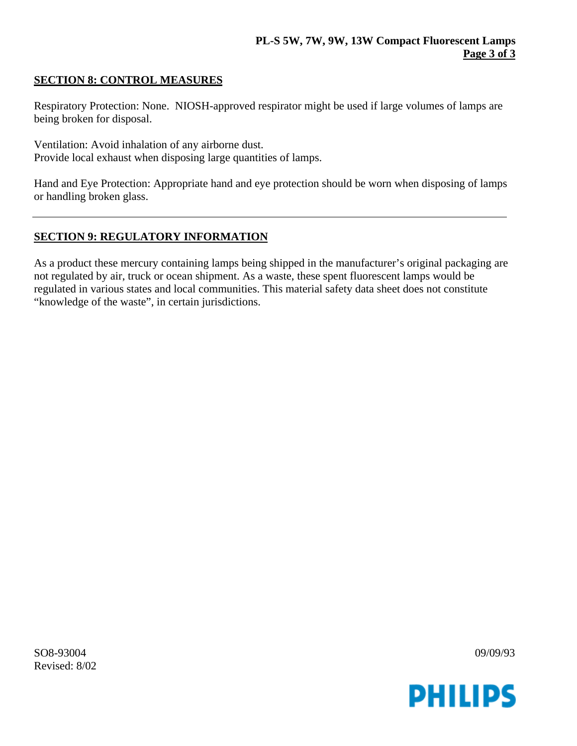## SECTION 8: CONTROL MEASURES

Respiratory Protection: None. NIOSH-approved respirator might be used if large volumes of lamps are being broken for disposal.

Ventilation: Avoid inhalation of any airborne dust.
Provide local exhaust when disposing large quantities of lamps.

Hand and Eye Protection: Appropriate hand and eye protection should be worn when disposing of lamps or handling broken glass.

---

## SECTION 9: REGULATORY INFORMATION

As a product these mercury containing lamps being shipped in the manufacturer's original packaging are not regulated by air, truck or ocean shipment. As a waste, these spent fluorescent lamps would be regulated in various states and local communities. This material safety data sheet does not constitute "knowledge of the waste", in certain jurisdictions.

SO8-93004
Revised: 8/02

09/09/93

PHILIPS